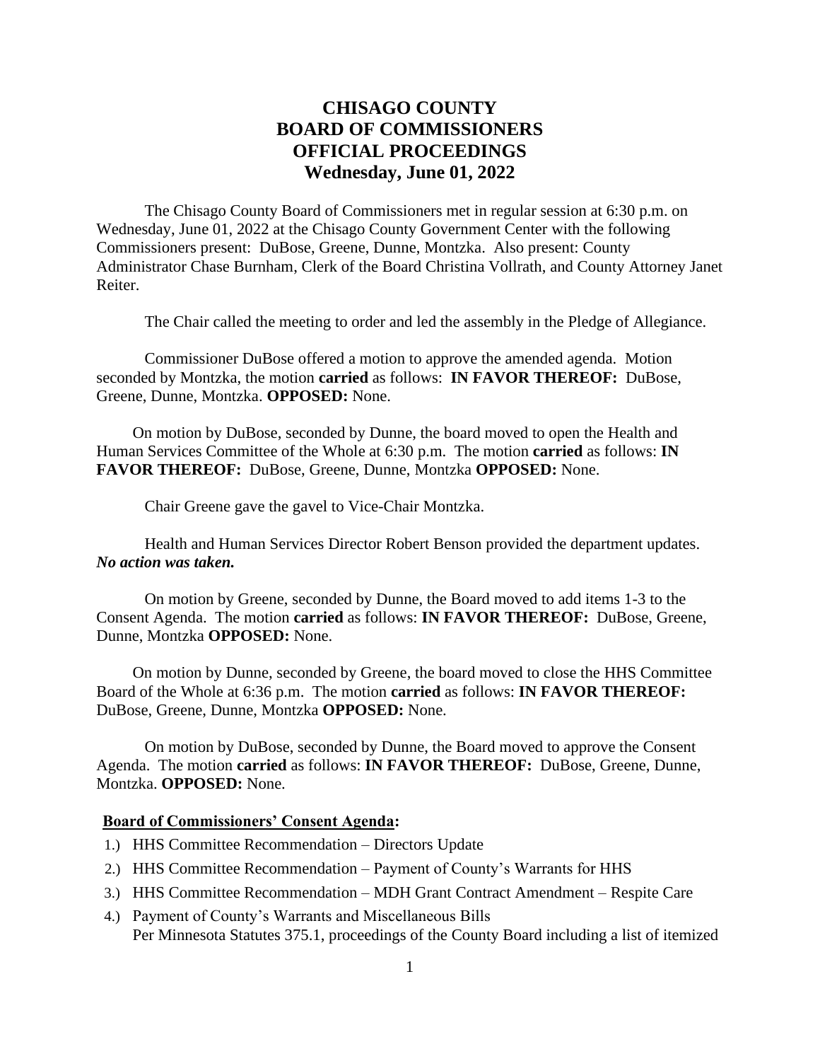# CHISAGO COUNTY
# BOARD OF COMMISSIONERS
# OFFICIAL PROCEEDINGS
# Wednesday, June 01, 2022

The Chisago County Board of Commissioners met in regular session at 6:30 p.m. on Wednesday, June 01, 2022 at the Chisago County Government Center with the following Commissioners present: DuBose, Greene, Dunne, Montzka. Also present: County Administrator Chase Burnham, Clerk of the Board Christina Vollrath, and County Attorney Janet Reiter.

The Chair called the meeting to order and led the assembly in the Pledge of Allegiance.

Commissioner DuBose offered a motion to approve the amended agenda. Motion seconded by Montzka, the motion **carried** as follows: **IN FAVOR THEREOF:** DuBose, Greene, Dunne, Montzka. **OPPOSED:** None.

On motion by DuBose, seconded by Dunne, the board moved to open the Health and Human Services Committee of the Whole at 6:30 p.m. The motion **carried** as follows: **IN FAVOR THEREOF:** DuBose, Greene, Dunne, Montzka **OPPOSED:** None.

Chair Greene gave the gavel to Vice-Chair Montzka.

Health and Human Services Director Robert Benson provided the department updates. ***No action was taken.***

On motion by Greene, seconded by Dunne, the Board moved to add items 1-3 to the Consent Agenda. The motion **carried** as follows: **IN FAVOR THEREOF:** DuBose, Greene, Dunne, Montzka **OPPOSED:** None.

On motion by Dunne, seconded by Greene, the board moved to close the HHS Committee Board of the Whole at 6:36 p.m. The motion **carried** as follows: **IN FAVOR THEREOF:** DuBose, Greene, Dunne, Montzka **OPPOSED:** None.

On motion by DuBose, seconded by Dunne, the Board moved to approve the Consent Agenda. The motion **carried** as follows: **IN FAVOR THEREOF:** DuBose, Greene, Dunne, Montzka. **OPPOSED:** None.

**Board of Commissioners' Consent Agenda:**

1.) HHS Committee Recommendation – Directors Update
2.) HHS Committee Recommendation – Payment of County's Warrants for HHS
3.) HHS Committee Recommendation – MDH Grant Contract Amendment – Respite Care
4.) Payment of County's Warrants and Miscellaneous Bills
Per Minnesota Statutes 375.1, proceedings of the County Board including a list of itemized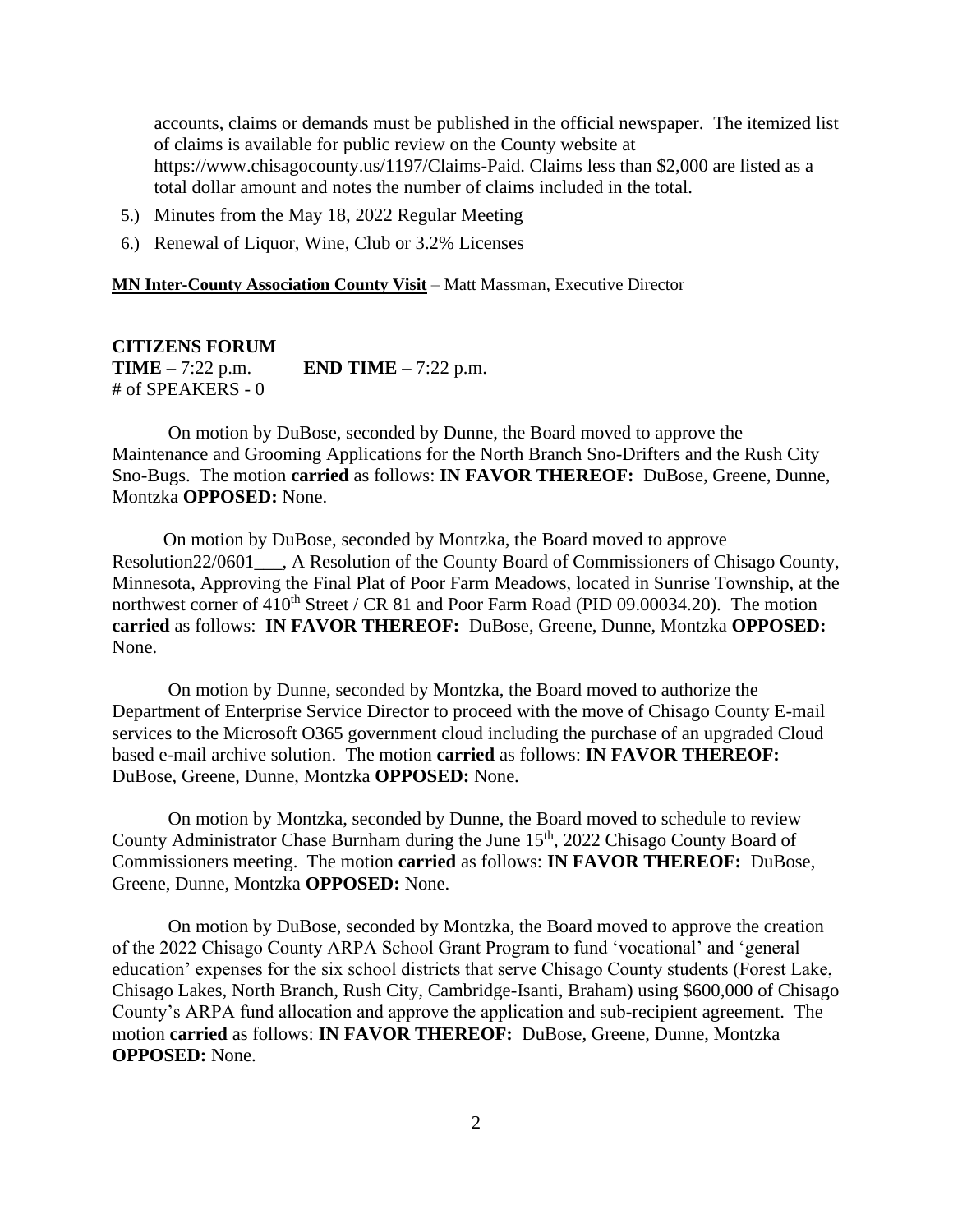accounts, claims or demands must be published in the official newspaper. The itemized list of claims is available for public review on the County website at https://www.chisagocounty.us/1197/Claims-Paid. Claims less than $2,000 are listed as a total dollar amount and notes the number of claims included in the total.

5.) Minutes from the May 18, 2022 Regular Meeting
6.) Renewal of Liquor, Wine, Club or 3.2% Licenses

**MN Inter-County Association County Visit** – Matt Massman, Executive Director

**CITIZENS FORUM**
**TIME** – 7:22 p.m. **END TIME** – 7:22 p.m.
# of SPEAKERS - 0

On motion by DuBose, seconded by Dunne, the Board moved to approve the Maintenance and Grooming Applications for the North Branch Sno-Drifters and the Rush City Sno-Bugs. The motion **carried** as follows: **IN FAVOR THEREOF:** DuBose, Greene, Dunne, Montzka **OPPOSED:** None.

On motion by DuBose, seconded by Montzka, the Board moved to approve Resolution22/0601___, A Resolution of the County Board of Commissioners of Chisago County, Minnesota, Approving the Final Plat of Poor Farm Meadows, located in Sunrise Township, at the northwest corner of 410th Street / CR 81 and Poor Farm Road (PID 09.00034.20). The motion **carried** as follows: **IN FAVOR THEREOF:** DuBose, Greene, Dunne, Montzka **OPPOSED:** None.

On motion by Dunne, seconded by Montzka, the Board moved to authorize the Department of Enterprise Service Director to proceed with the move of Chisago County E-mail services to the Microsoft O365 government cloud including the purchase of an upgraded Cloud based e-mail archive solution. The motion **carried** as follows: **IN FAVOR THEREOF:** DuBose, Greene, Dunne, Montzka **OPPOSED:** None.

On motion by Montzka, seconded by Dunne, the Board moved to schedule to review County Administrator Chase Burnham during the June 15th, 2022 Chisago County Board of Commissioners meeting. The motion **carried** as follows: **IN FAVOR THEREOF:** DuBose, Greene, Dunne, Montzka **OPPOSED:** None.

On motion by DuBose, seconded by Montzka, the Board moved to approve the creation of the 2022 Chisago County ARPA School Grant Program to fund 'vocational' and 'general education' expenses for the six school districts that serve Chisago County students (Forest Lake, Chisago Lakes, North Branch, Rush City, Cambridge-Isanti, Braham) using $600,000 of Chisago County's ARPA fund allocation and approve the application and sub-recipient agreement. The motion **carried** as follows: **IN FAVOR THEREOF:** DuBose, Greene, Dunne, Montzka **OPPOSED:** None.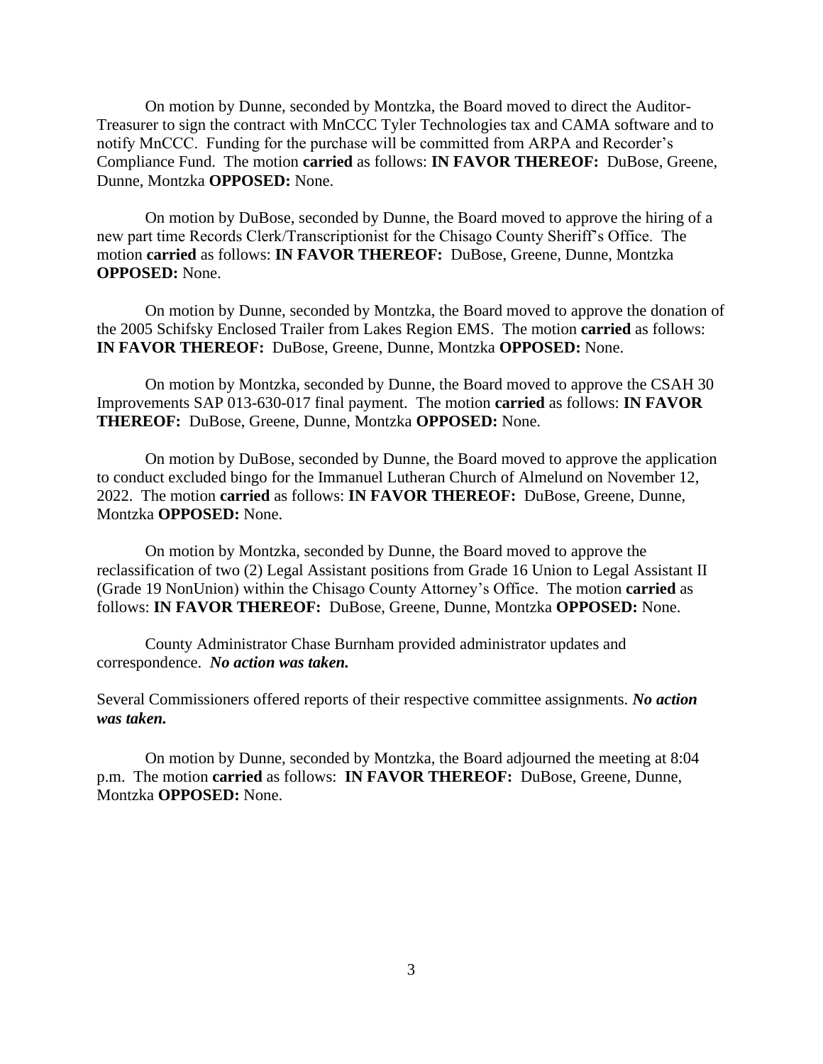On motion by Dunne, seconded by Montzka, the Board moved to direct the Auditor-Treasurer to sign the contract with MnCCC Tyler Technologies tax and CAMA software and to notify MnCCC. Funding for the purchase will be committed from ARPA and Recorder's Compliance Fund. The motion **carried** as follows: **IN FAVOR THEREOF:** DuBose, Greene, Dunne, Montzka **OPPOSED:** None.

On motion by DuBose, seconded by Dunne, the Board moved to approve the hiring of a new part time Records Clerk/Transcriptionist for the Chisago County Sheriff's Office. The motion **carried** as follows: **IN FAVOR THEREOF:** DuBose, Greene, Dunne, Montzka **OPPOSED:** None.

On motion by Dunne, seconded by Montzka, the Board moved to approve the donation of the 2005 Schifsky Enclosed Trailer from Lakes Region EMS. The motion **carried** as follows: **IN FAVOR THEREOF:** DuBose, Greene, Dunne, Montzka **OPPOSED:** None.

On motion by Montzka, seconded by Dunne, the Board moved to approve the CSAH 30 Improvements SAP 013-630-017 final payment. The motion **carried** as follows: **IN FAVOR THEREOF:** DuBose, Greene, Dunne, Montzka **OPPOSED:** None.

On motion by DuBose, seconded by Dunne, the Board moved to approve the application to conduct excluded bingo for the Immanuel Lutheran Church of Almelund on November 12, 2022. The motion **carried** as follows: **IN FAVOR THEREOF:** DuBose, Greene, Dunne, Montzka **OPPOSED:** None.

On motion by Montzka, seconded by Dunne, the Board moved to approve the reclassification of two (2) Legal Assistant positions from Grade 16 Union to Legal Assistant II (Grade 19 NonUnion) within the Chisago County Attorney's Office. The motion **carried** as follows: **IN FAVOR THEREOF:** DuBose, Greene, Dunne, Montzka **OPPOSED:** None.

County Administrator Chase Burnham provided administrator updates and correspondence. ***No action was taken.***

Several Commissioners offered reports of their respective committee assignments. ***No action was taken.***

On motion by Dunne, seconded by Montzka, the Board adjourned the meeting at 8:04 p.m. The motion **carried** as follows: **IN FAVOR THEREOF:** DuBose, Greene, Dunne, Montzka **OPPOSED:** None.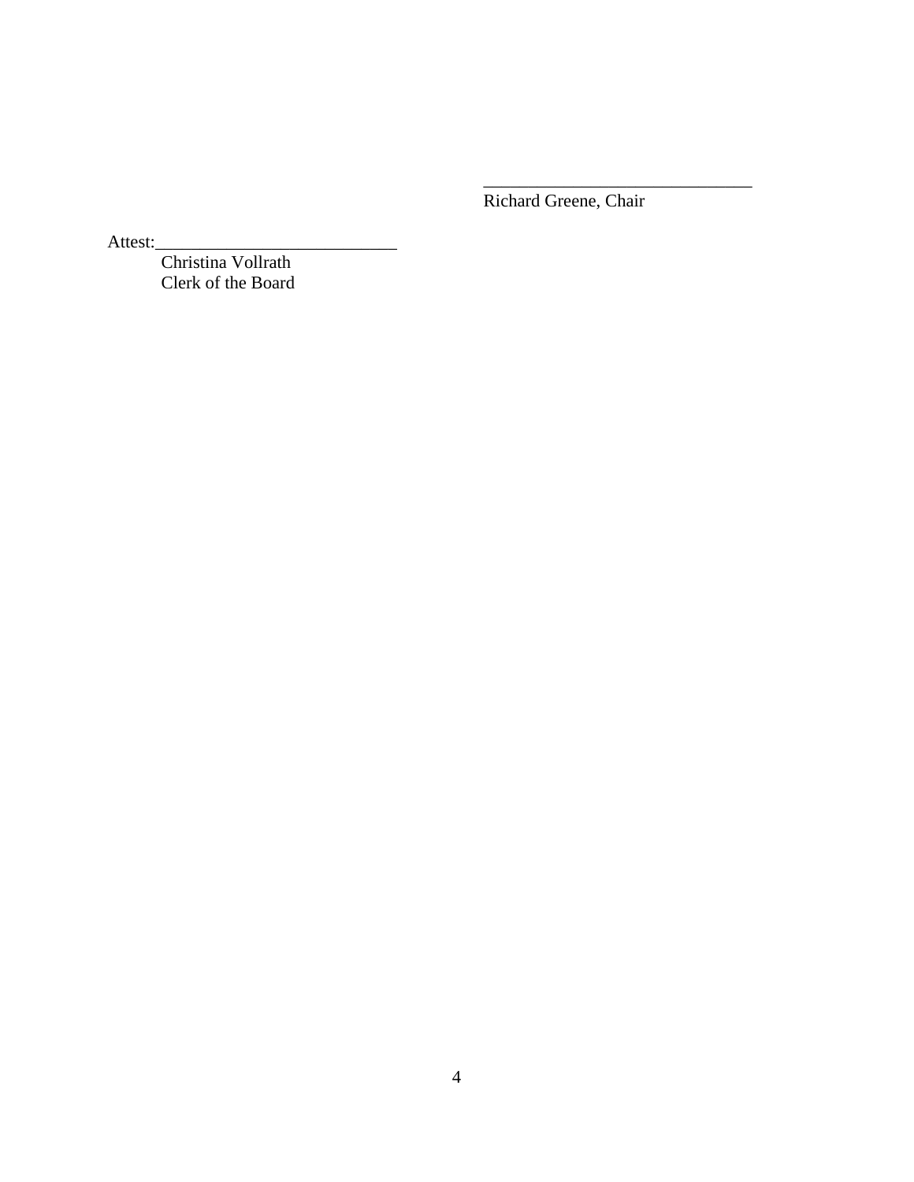_______________________________
Richard Greene, Chair

Attest:___________________________
Christina Vollrath
Clerk of the Board